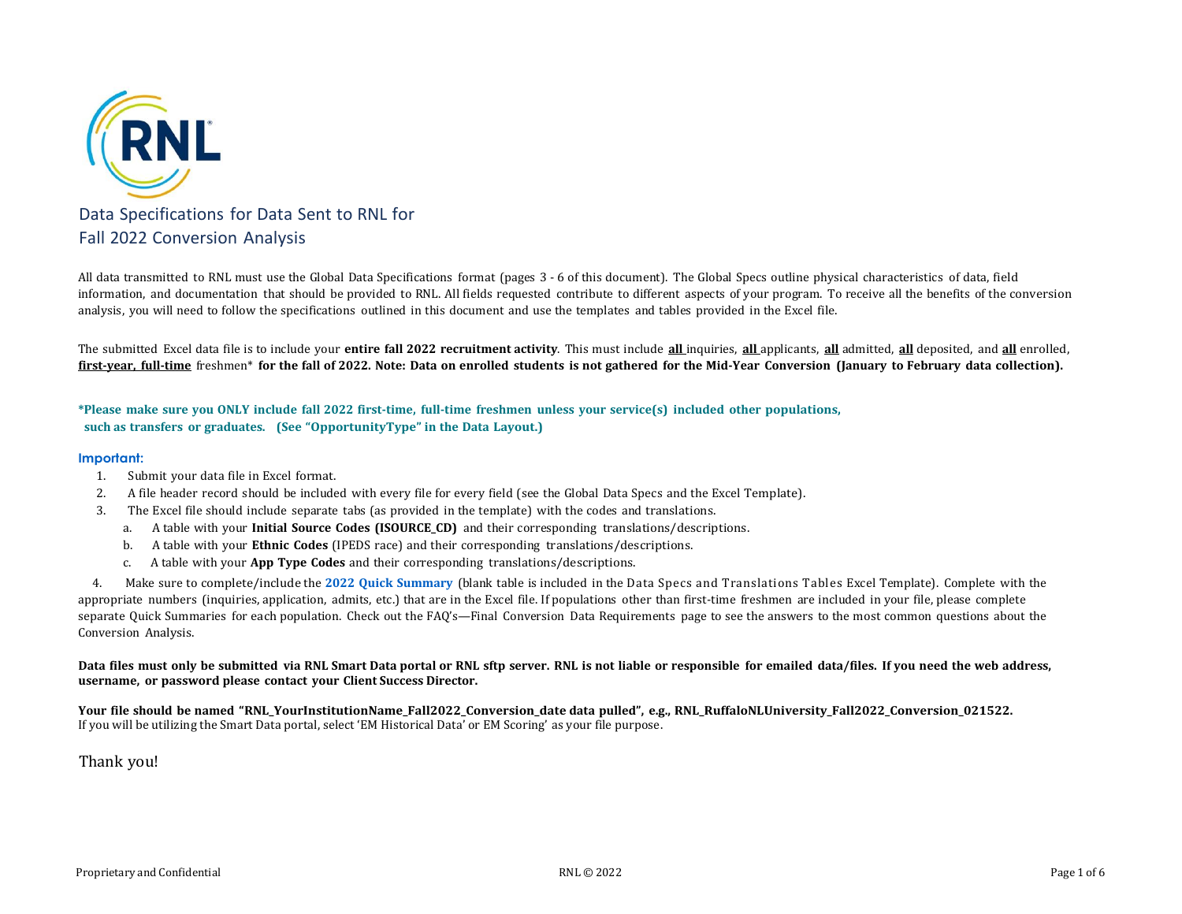# Data Specifications for Data Sent to RNL for Fall 2022 Conversion Analysis

All data transmitted to RNL must use the Global Data Specifications format (pages 3 - 6 of this document). The Global Specs outline physical characteristics of data, field information, and documentation that should be provided to RNL. All fields requested contribute to different aspects of your program. To receive all the benefits of the conversion analysis, you will need to follow the specifications outlined in this document and use the templates and tables provided in the Excel file.

The submitted Excel data file is to include your **entire fall 2022 recruitment activity**. This must include **all** inquiries, **all** applicants, **all** admitted, **all** deposited, and **all** enrolled, **first-year, full-time** freshmen* **for the fall of 2022. Note: Data on enrolled students is not gathered for the Mid-Year Conversion (January to February data collection).**

***Please make sure you ONLY include fall 2022 first-time, full-time freshmen unless your service(s) included other populations, such as transfers or graduates. (See "OpportunityType" in the Data Layout.)**

**Important:**

1. Submit your data file in Excel format.
2. A file header record should be included with every file for every field (see the Global Data Specs and the Excel Template).
3. The Excel file should include separate tabs (as provided in the template) with the codes and translations.
   a. A table with your **Initial Source Codes (ISOURCE_CD)** and their corresponding translations/descriptions.
   b. A table with your **Ethnic Codes** (IPEDS race) and their corresponding translations/descriptions.
   c. A table with your **App Type Codes** and their corresponding translations/descriptions.
4. Make sure to complete/include the **2022 Quick Summary** (blank table is included in the Data Specs and Translations Tables Excel Template). Complete with the appropriate numbers (inquiries, application, admits, etc.) that are in the Excel file. If populations other than first-time freshmen are included in your file, please complete separate Quick Summaries for each population. Check out the FAQ's—Final Conversion Data Requirements page to see the answers to the most common questions about the Conversion Analysis.

**Data files must only be submitted via RNL Smart Data portal or RNL sftp server. RNL is not liable or responsible for emailed data/files. If you need the web address, username, or password please contact your Client Success Director.**

**Your file should be named "RNL_YourInstitutionName_Fall2022_Conversion_date data pulled", e.g., RNL_RuffaloNLUniversity_Fall2022_Conversion_021522.**
If you will be utilizing the Smart Data portal, select 'EM Historical Data' or EM Scoring' as your file purpose.

Thank you!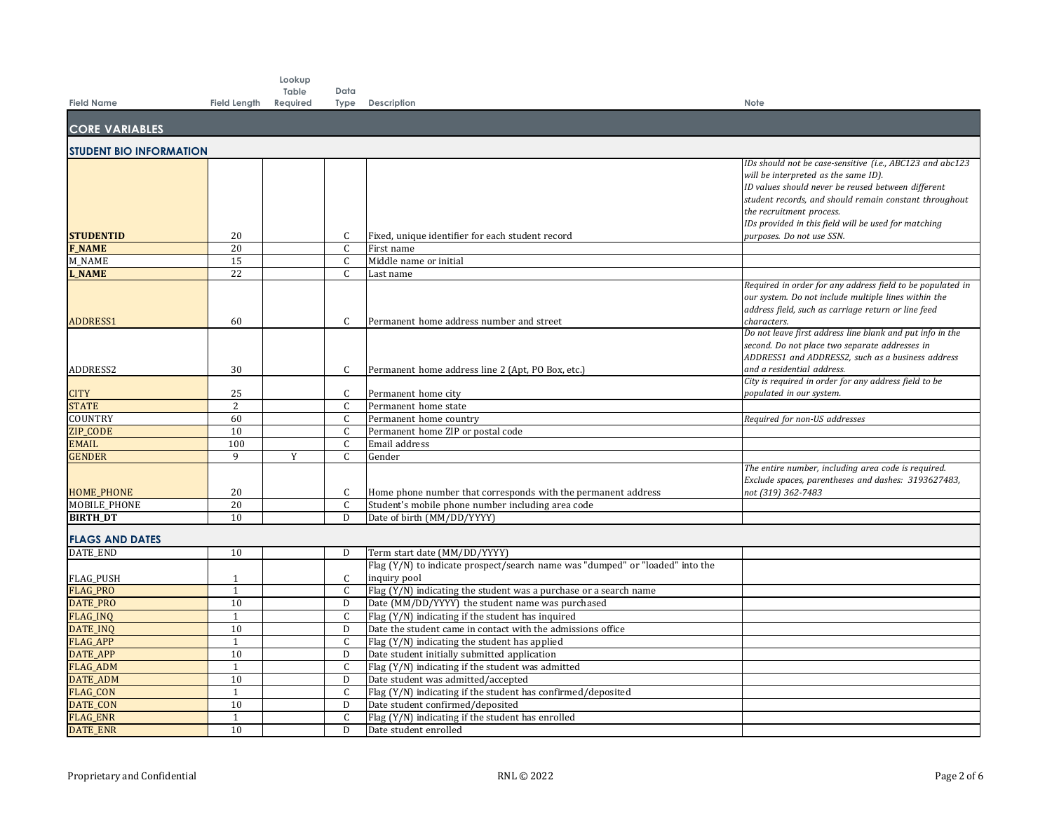| Field Name | Field Length | Lookup Table Required | Data Type | Description | Note |
|---|---|---|---|---|---|
| **CORE VARIABLES** | | | | | |
| **STUDENT BIO INFORMATION** | | | | | |
| **STUDENTID** | 20 | | C | Fixed, unique identifier for each student record | *IDs should not be case-sensitive (i.e., ABC123 and abc123 will be interpreted as the same ID). ID values should never be reused between different student records, and should remain constant throughout the recruitment process. IDs provided in this field will be used for matching purposes. Do not use SSN.* |
| **F_NAME** | 20 | | C | First name | |
| M_NAME | 15 | | C | Middle name or initial | |
| **L_NAME** | 22 | | C | Last name | |
| ADDRESS1 | 60 | | C | Permanent home address number and street | *Required in order for any address field to be populated in our system. Do not include multiple lines within the address field, such as carriage return or line feed characters.* |
| ADDRESS2 | 30 | | C | Permanent home address line 2 (Apt, PO Box, etc.) | *Do not leave first address line blank and put info in the second. Do not place two separate addresses in ADDRESS1 and ADDRESS2, such as a business address and a residential address.* |
| CITY | 25 | | C | Permanent home city | *City is required in order for any address field to be populated in our system.* |
| STATE | 2 | | C | Permanent home state | |
| COUNTRY | 60 | | C | Permanent home country | *Required for non-US addresses* |
| ZIP_CODE | 10 | | C | Permanent home ZIP or postal code | |
| EMAIL | 100 | | C | Email address | |
| GENDER | 9 | Y | C | Gender | |
| HOME_PHONE | 20 | | C | Home phone number that corresponds with the permanent address | *The entire number, including area code is required. Exclude spaces, parentheses and dashes: 3193627483, not (319) 362-7483* |
| MOBILE_PHONE | 20 | | C | Student's mobile phone number including area code | |
| **BIRTH_DT** | 10 | | D | Date of birth (MM/DD/YYYY) | |
| **FLAGS AND DATES** | | | | | |
| DATE_END | 10 | | D | Term start date (MM/DD/YYYY) | |
| FLAG_PUSH | 1 | | C | Flag (Y/N) to indicate prospect/search name was "dumped" or "loaded" into the inquiry pool | |
| FLAG_PRO | 1 | | C | Flag (Y/N) indicating the student was a purchase or a search name | |
| DATE_PRO | 10 | | D | Date (MM/DD/YYYY) the student name was purchased | |
| FLAG_INQ | 1 | | C | Flag (Y/N) indicating if the student has inquired | |
| DATE_INQ | 10 | | D | Date the student came in contact with the admissions office | |
| FLAG_APP | 1 | | C | Flag (Y/N) indicating the student has applied | |
| DATE_APP | 10 | | D | Date student initially submitted application | |
| FLAG_ADM | 1 | | C | Flag (Y/N) indicating if the student was admitted | |
| DATE_ADM | 10 | | D | Date student was admitted/accepted | |
| FLAG_CON | 1 | | C | Flag (Y/N) indicating if the student has confirmed/deposited | |
| DATE_CON | 10 | | D | Date student confirmed/deposited | |
| FLAG_ENR | 1 | | C | Flag (Y/N) indicating if the student has enrolled | |
| DATE_ENR | 10 | | D | Date student enrolled | |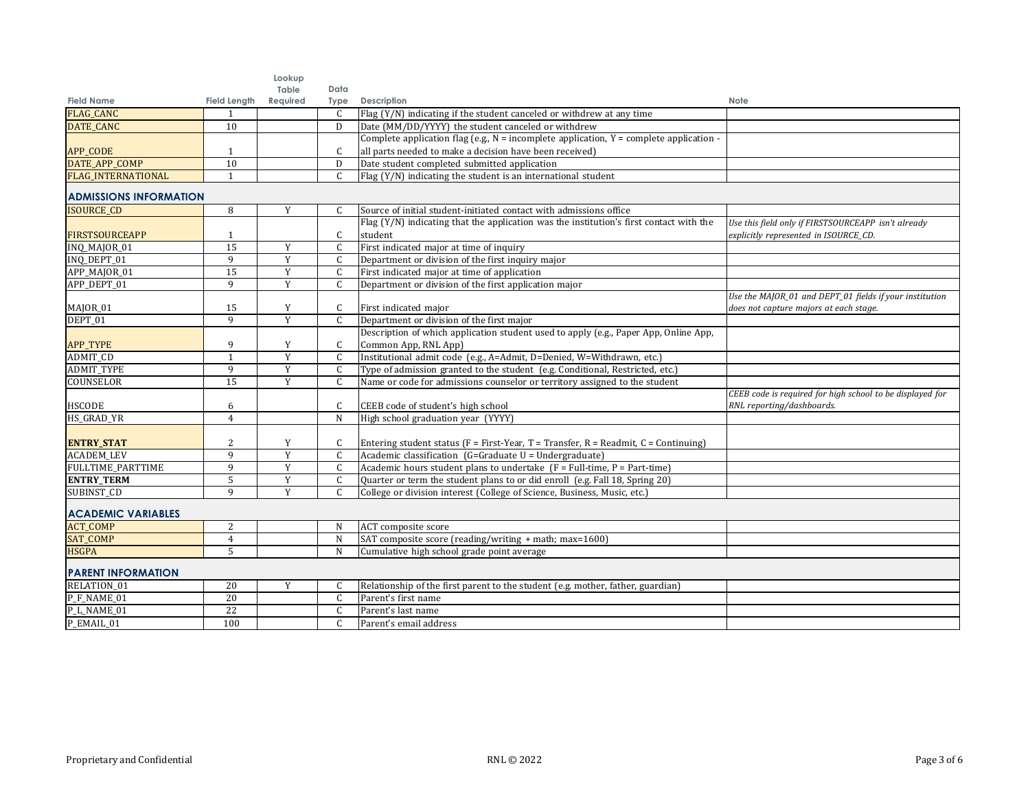| Field Name | Field Length | Lookup Table Required | Data Type | Description | Note |
|---|---|---|---|---|---|
| FLAG_CANC | 1 | | C | Flag (Y/N) indicating if the student canceled or withdrew at any time | |
| DATE_CANC | 10 | | D | Date (MM/DD/YYYY) the student canceled or withdrew | |
| APP_CODE | 1 | | C | Complete application flag (e.g., N = incomplete application, Y = complete application - all parts needed to make a decision have been received) | |
| DATE_APP_COMP | 10 | | D | Date student completed submitted application | |
| FLAG_INTERNATIONAL | 1 | | C | Flag (Y/N) indicating the student is an international student | |
| **ADMISSIONS INFORMATION** | | | | | |
| ISOURCE_CD | 8 | Y | C | Source of initial student-initiated contact with admissions office | |
| FIRSTSOURCEAPP | 1 | | C | Flag (Y/N) indicating that the application was the institution's first contact with the student | *Use this field only if FIRSTSOURCEAPP isn't already explicitly represented in ISOURCE_CD.* |
| INQ_MAJOR_01 | 15 | Y | C | First indicated major at time of inquiry | |
| INQ_DEPT_01 | 9 | Y | C | Department or division of the first inquiry major | |
| APP_MAJOR_01 | 15 | Y | C | First indicated major at time of application | |
| APP_DEPT_01 | 9 | Y | C | Department or division of the first application major | |
| MAJOR_01 | 15 | Y | C | First indicated major | *Use the MAJOR_01 and DEPT_01 fields if your institution does not capture majors at each stage.* |
| DEPT_01 | 9 | Y | C | Department or division of the first major | |
| APP_TYPE | 9 | Y | C | Description of which application student used to apply (e.g., Paper App, Online App, Common App, RNL App) | |
| ADMIT_CD | 1 | Y | C | Institutional admit code (e.g., A=Admit, D=Denied, W=Withdrawn, etc.) | |
| ADMIT_TYPE | 9 | Y | C | Type of admission granted to the student (e.g. Conditional, Restricted, etc.) | |
| COUNSELOR | 15 | Y | C | Name or code for admissions counselor or territory assigned to the student | |
| HSCODE | 6 | | C | CEEB code of student's high school | *CEEB code is required for high school to be displayed for RNL reporting/dashboards.* |
| HS_GRAD_YR | 4 | | N | High school graduation year (YYYY) | |
| **ENTRY_STAT** | 2 | Y | C | Entering student status (F = First-Year, T = Transfer, R = Readmit, C = Continuing) | |
| ACADEM_LEV | 9 | Y | C | Academic classification (G=Graduate U = Undergraduate) | |
| FULLTIME_PARTTIME | 9 | Y | C | Academic hours student plans to undertake (F = Full-time, P = Part-time) | |
| **ENTRY_TERM** | 5 | Y | C | Quarter or term the student plans to or did enroll (e.g. Fall 18, Spring 20) | |
| SUBINST_CD | 9 | Y | C | College or division interest (College of Science, Business, Music, etc.) | |
| **ACADEMIC VARIABLES** | | | | | |
| ACT_COMP | 2 | | N | ACT composite score | |
| SAT_COMP | 4 | | N | SAT composite score (reading/writing + math; max=1600) | |
| HSGPA | 5 | | N | Cumulative high school grade point average | |
| **PARENT INFORMATION** | | | | | |
| RELATION_01 | 20 | Y | C | Relationship of the first parent to the student (e.g. mother, father, guardian) | |
| P_F_NAME_01 | 20 | | C | Parent's first name | |
| P_L_NAME_01 | 22 | | C | Parent's last name | |
| P_EMAIL_01 | 100 | | C | Parent's email address | |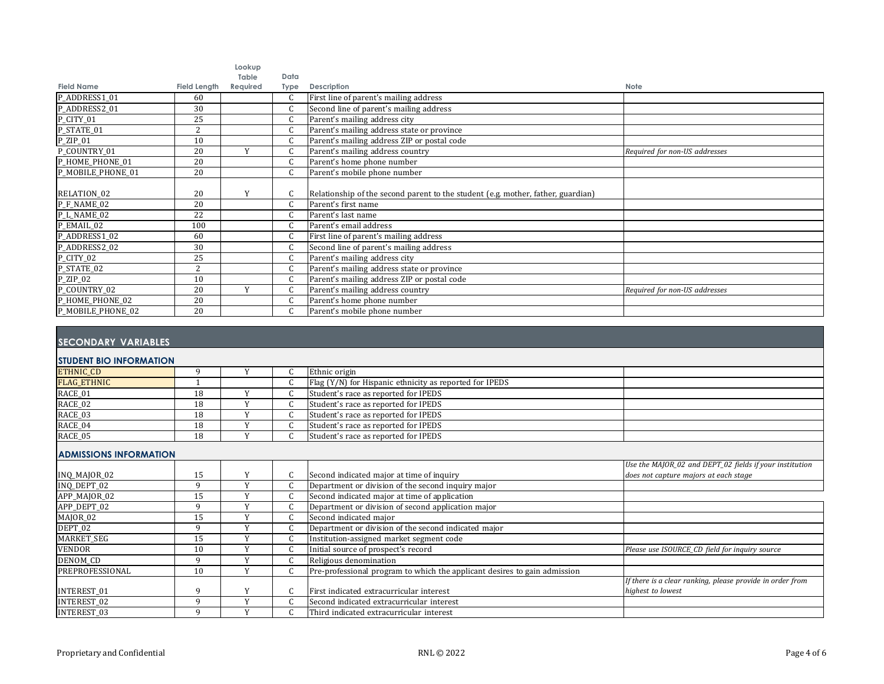| Field Name | Field Length | Lookup Table Required | Data Type | Description | Note |
|---|---|---|---|---|---|
| P_ADDRESS1_01 | 60 | | C | First line of parent's mailing address | |
| P_ADDRESS2_01 | 30 | | C | Second line of parent's mailing address | |
| P_CITY_01 | 25 | | C | Parent's mailing address city | |
| P_STATE_01 | 2 | | C | Parent's mailing address state or province | |
| P_ZIP_01 | 10 | | C | Parent's mailing address ZIP or postal code | |
| P_COUNTRY_01 | 20 | Y | C | Parent's mailing address country | *Required for non-US addresses* |
| P_HOME_PHONE_01 | 20 | | C | Parent's home phone number | |
| P_MOBILE_PHONE_01 | 20 | | C | Parent's mobile phone number | |
| RELATION_02 | 20 | Y | C | Relationship of the second parent to the student (e.g. mother, father, guardian) | |
| P_F_NAME_02 | 20 | | C | Parent's first name | |
| P_L_NAME_02 | 22 | | C | Parent's last name | |
| P_EMAIL_02 | 100 | | C | Parent's email address | |
| P_ADDRESS1_02 | 60 | | C | First line of parent's mailing address | |
| P_ADDRESS2_02 | 30 | | C | Second line of parent's mailing address | |
| P_CITY_02 | 25 | | C | Parent's mailing address city | |
| P_STATE_02 | 2 | | C | Parent's mailing address state or province | |
| P_ZIP_02 | 10 | | C | Parent's mailing address ZIP or postal code | |
| P_COUNTRY_02 | 20 | Y | C | Parent's mailing address country | *Required for non-US addresses* |
| P_HOME_PHONE_02 | 20 | | C | Parent's home phone number | |
| P_MOBILE_PHONE_02 | 20 | | C | Parent's mobile phone number | |

## SECONDARY VARIABLES

### STUDENT BIO INFORMATION

| Field Name | Field Length | Lookup Table Required | Data Type | Description | Note |
|---|---|---|---|---|---|
| ETHNIC_CD | 9 | Y | C | Ethnic origin | |
| FLAG_ETHNIC | 1 | | C | Flag (Y/N) for Hispanic ethnicity as reported for IPEDS | |
| RACE_01 | 18 | Y | C | Student's race as reported for IPEDS | |
| RACE_02 | 18 | Y | C | Student's race as reported for IPEDS | |
| RACE_03 | 18 | Y | C | Student's race as reported for IPEDS | |
| RACE_04 | 18 | Y | C | Student's race as reported for IPEDS | |
| RACE_05 | 18 | Y | C | Student's race as reported for IPEDS | |

### ADMISSIONS INFORMATION

| Field Name | Field Length | Lookup Table Required | Data Type | Description | Note |
|---|---|---|---|---|---|
| INQ_MAJOR_02 | 15 | Y | C | Second indicated major at time of inquiry | *Use the MAJOR_02 and DEPT_02 fields if your institution does not capture majors at each stage* |
| INQ_DEPT_02 | 9 | Y | C | Department or division of the second inquiry major | |
| APP_MAJOR_02 | 15 | Y | C | Second indicated major at time of application | |
| APP_DEPT_02 | 9 | Y | C | Department or division of second application major | |
| MAJOR_02 | 15 | Y | C | Second indicated major | |
| DEPT_02 | 9 | Y | C | Department or division of the second indicated major | |
| MARKET_SEG | 15 | Y | C | Institution-assigned market segment code | |
| VENDOR | 10 | Y | C | Initial source of prospect's record | *Please use ISOURCE_CD field for inquiry source* |
| DENOM_CD | 9 | Y | C | Religious denomination | |
| PREPROFESSIONAL | 10 | Y | C | Pre-professional program to which the applicant desires to gain admission | |
| INTEREST_01 | 9 | Y | C | First indicated extracurricular interest | *If there is a clear ranking, please provide in order from highest to lowest* |
| INTEREST_02 | 9 | Y | C | Second indicated extracurricular interest | |
| INTEREST_03 | 9 | Y | C | Third indicated extracurricular interest | |

Proprietary and Confidential

RNL © 2022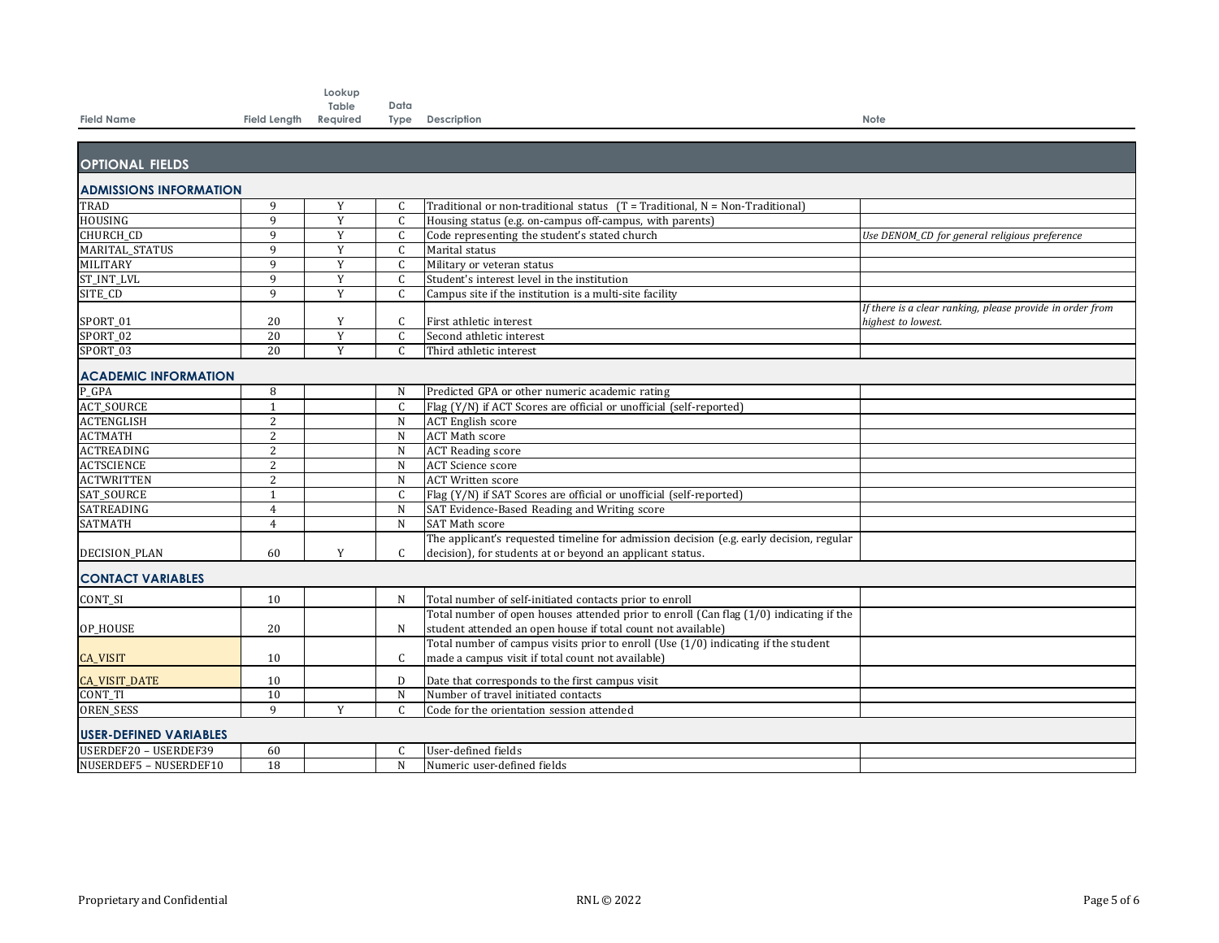| Field Name | Field Length | Lookup Table Required | Data Type | Description | Note |
|---|---|---|---|---|---|
| **OPTIONAL FIELDS** | | | | | |
| **ADMISSIONS INFORMATION** | | | | | |
| TRAD | 9 | Y | C | Traditional or non-traditional status (T = Traditional, N = Non-Traditional) | |
| HOUSING | 9 | Y | C | Housing status (e.g. on-campus off-campus, with parents) | |
| CHURCH_CD | 9 | Y | C | Code representing the student's stated church | *Use DENOM_CD for general religious preference* |
| MARITAL_STATUS | 9 | Y | C | Marital status | |
| MILITARY | 9 | Y | C | Military or veteran status | |
| ST_INT_LVL | 9 | Y | C | Student's interest level in the institution | |
| SITE_CD | 9 | Y | C | Campus site if the institution is a multi-site facility | |
| SPORT_01 | 20 | Y | C | First athletic interest | *If there is a clear ranking, please provide in order from highest to lowest.* |
| SPORT_02 | 20 | Y | C | Second athletic interest | |
| SPORT_03 | 20 | Y | C | Third athletic interest | |
| **ACADEMIC INFORMATION** | | | | | |
| P_GPA | 8 | | N | Predicted GPA or other numeric academic rating | |
| ACT_SOURCE | 1 | | C | Flag (Y/N) if ACT Scores are official or unofficial (self-reported) | |
| ACTENGLISH | 2 | | N | ACT English score | |
| ACTMATH | 2 | | N | ACT Math score | |
| ACTREADING | 2 | | N | ACT Reading score | |
| ACTSCIENCE | 2 | | N | ACT Science score | |
| ACTWRITTEN | 2 | | N | ACT Written score | |
| SAT_SOURCE | 1 | | C | Flag (Y/N) if SAT Scores are official or unofficial (self-reported) | |
| SATREADING | 4 | | N | SAT Evidence-Based Reading and Writing score | |
| SATMATH | 4 | | N | SAT Math score | |
| DECISION_PLAN | 60 | Y | C | The applicant's requested timeline for admission decision (e.g. early decision, regular decision), for students at or beyond an applicant status. | |
| **CONTACT VARIABLES** | | | | | |
| CONT_SI | 10 | | N | Total number of self-initiated contacts prior to enroll | |
| OP_HOUSE | 20 | | N | Total number of open houses attended prior to enroll (Can flag (1/0) indicating if the student attended an open house if total count not available) | |
| CA_VISIT | 10 | | C | Total number of campus visits prior to enroll (Use (1/0) indicating if the student made a campus visit if total count not available) | |
| CA_VISIT_DATE | 10 | | D | Date that corresponds to the first campus visit | |
| CONT_TI | 10 | | N | Number of travel initiated contacts | |
| OREN_SESS | 9 | Y | C | Code for the orientation session attended | |
| **USER-DEFINED VARIABLES** | | | | | |
| USERDEF20 – USERDEF39 | 60 | | C | User-defined fields | |
| NUSERDEF5 – NUSERDEF10 | 18 | | N | Numeric user-defined fields | |

Proprietary and Confidential

RNL © 2022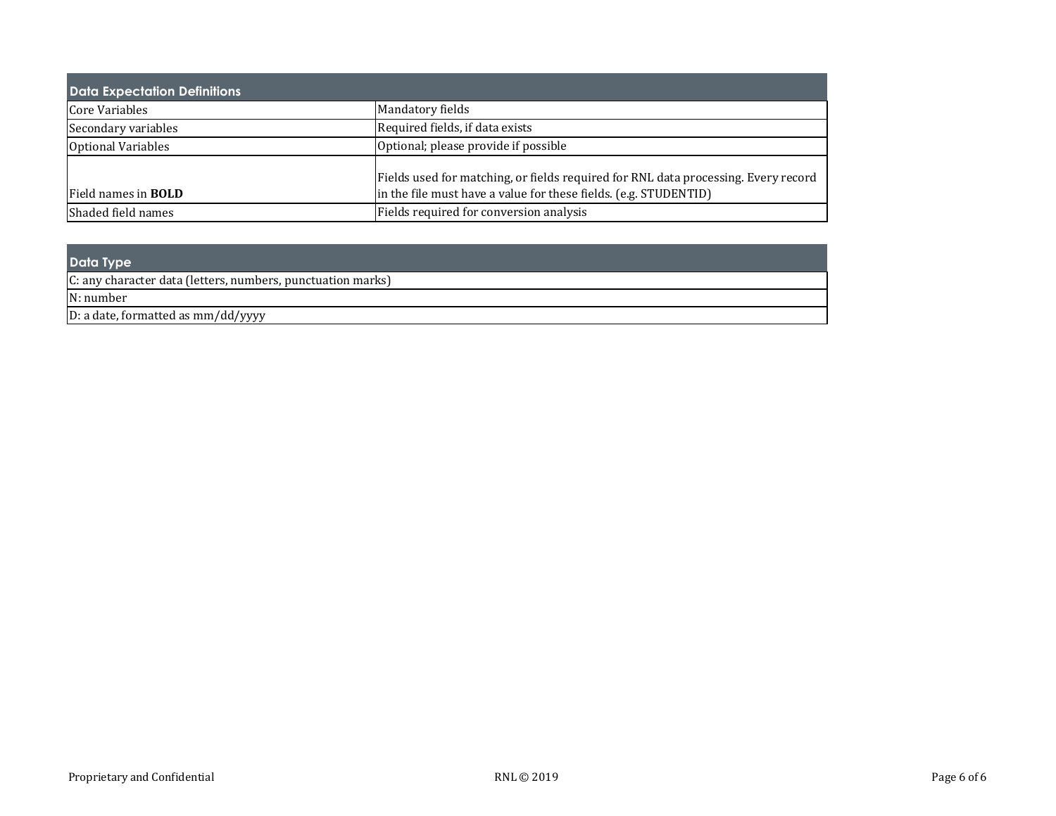| Data Expectation Definitions | |
|---|---|
| Core Variables | Mandatory fields |
| Secondary variables | Required fields, if data exists |
| Optional Variables | Optional; please provide if possible |
| Field names in **BOLD** | Fields used for matching, or fields required for RNL data processing. Every record in the file must have a value for these fields. (e.g. STUDENTID) |
| Shaded field names | Fields required for conversion analysis |

| Data Type |
|---|
| C: any character data (letters, numbers, punctuation marks) |
| N: number |
| D: a date, formatted as mm/dd/yyyy |

Proprietary and Confidential

RNL © 2019